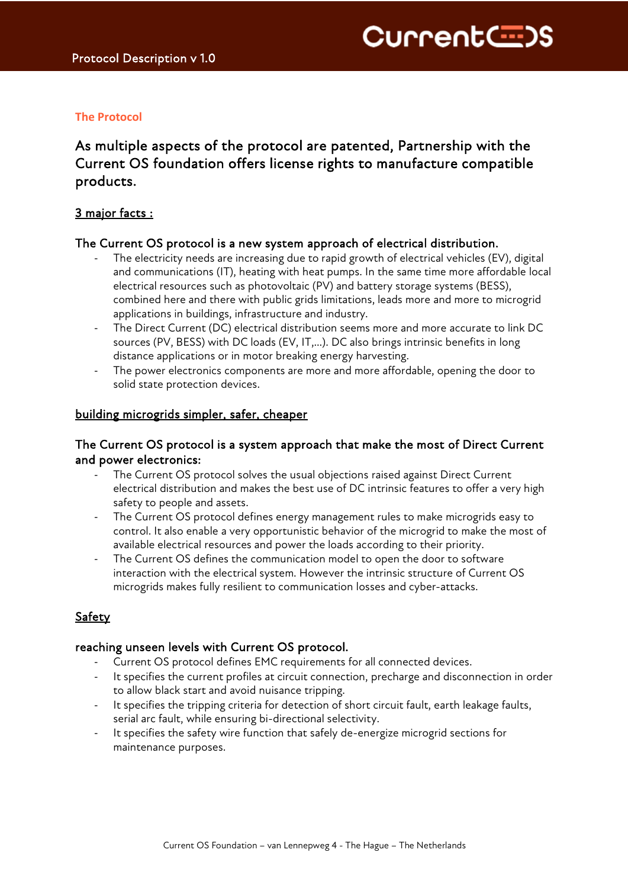## The Protocol

### As multiple aspects of the protocol are patented, Partnership with the Current OS foundation offers license rights to manufacture compatible products.

<u>3 major facts :</u>

#### The Current OS protocol is a new system approach of electrical distribution.

- The electricity needs are increasing due to rapid growth of electrical vehicles (EV), digital and communications (IT), heating with heat pumps. In the same time more affordable local electrical resources such as photovoltaic (PV) and battery storage systems (BESS), combined here and there with public grids limitations, leads more and more to microgrid applications in buildings, infrastructure and industry.
- The Direct Current (DC) electrical distribution seems more and more accurate to link DC sources (PV, BESS) with DC loads (EV, IT,…). DC also brings intrinsic benefits in long distance applications or in motor breaking energy harvesting.
- The power electronics components are more and more affordable, opening the door to solid state protection devices.

<u>building microgrids simpler, safer, cheaper</u>

#### The Current OS protocol is a system approach that make the most of Direct Current and power electronics:

- The Current OS protocol solves the usual objections raised against Direct Current electrical distribution and makes the best use of DC intrinsic features to offer a very high safety to people and assets.
- The Current OS protocol defines energy management rules to make microgrids easy to control. It also enable a very opportunistic behavior of the microgrid to make the most of available electrical resources and power the loads according to their priority.
- The Current OS defines the communication model to open the door to software interaction with the electrical system. However the intrinsic structure of Current OS microgrids makes fully resilient to communication losses and cyber-attacks.

<u>Safety</u>

#### reaching unseen levels with Current OS protocol.

- Current OS protocol defines EMC requirements for all connected devices.
- It specifies the current profiles at circuit connection, precharge and disconnection in order to allow black start and avoid nuisance tripping.
- It specifies the tripping criteria for detection of short circuit fault, earth leakage faults, serial arc fault, while ensuring bi-directional selectivity.
- It specifies the safety wire function that safely de-energize microgrid sections for maintenance purposes.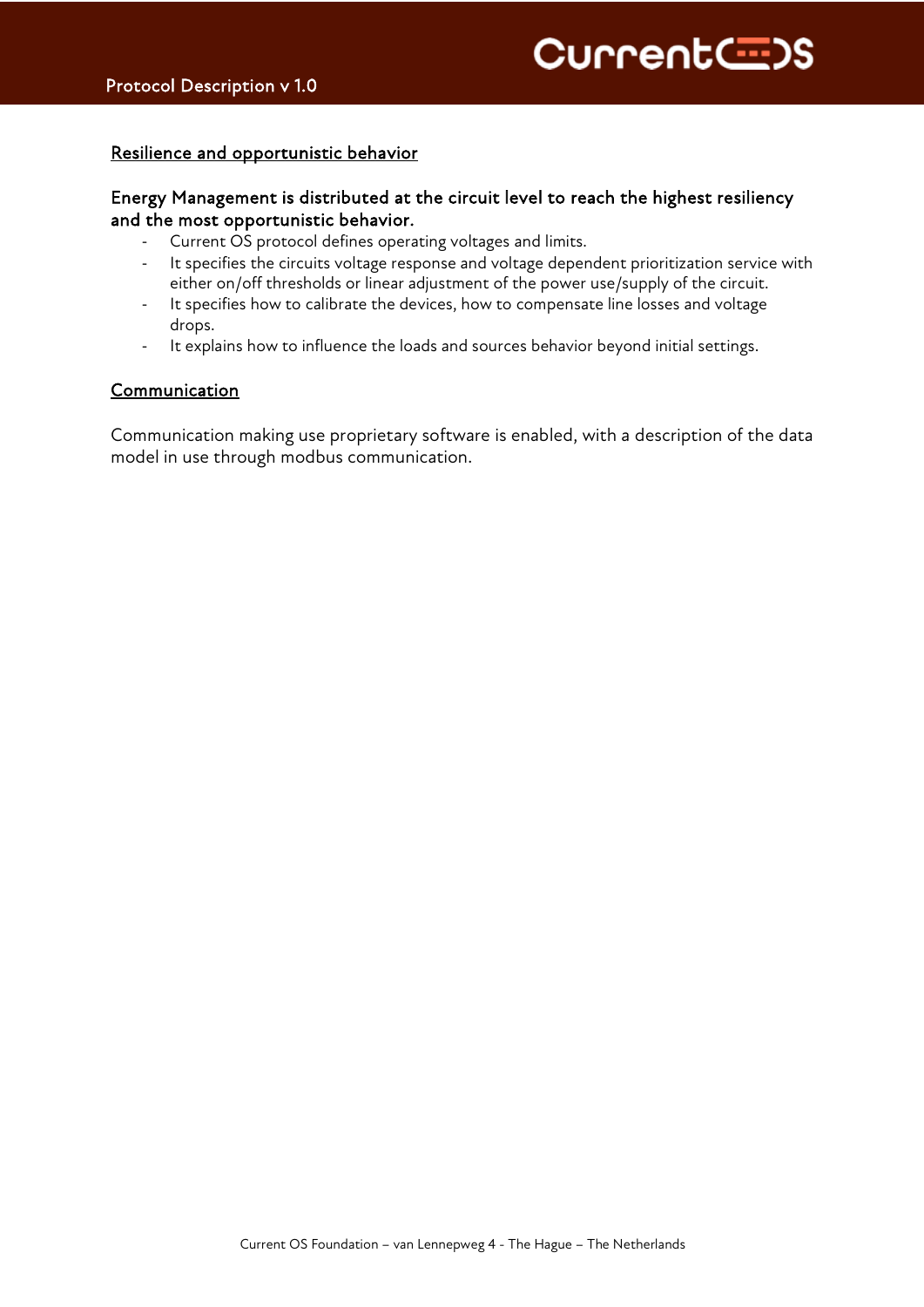<u>Resilience and opportunistic behavior</u>

**Energy Management is distributed at the circuit level to reach the highest resiliency and the most opportunistic behavior.**

- Current OS protocol defines operating voltages and limits.
- It specifies the circuits voltage response and voltage dependent prioritization service with either on/off thresholds or linear adjustment of the power use/supply of the circuit.
- It specifies how to calibrate the devices, how to compensate line losses and voltage drops.
- It explains how to influence the loads and sources behavior beyond initial settings.

<u>Communication</u>

Communication making use proprietary software is enabled, with a description of the data model in use through modbus communication.